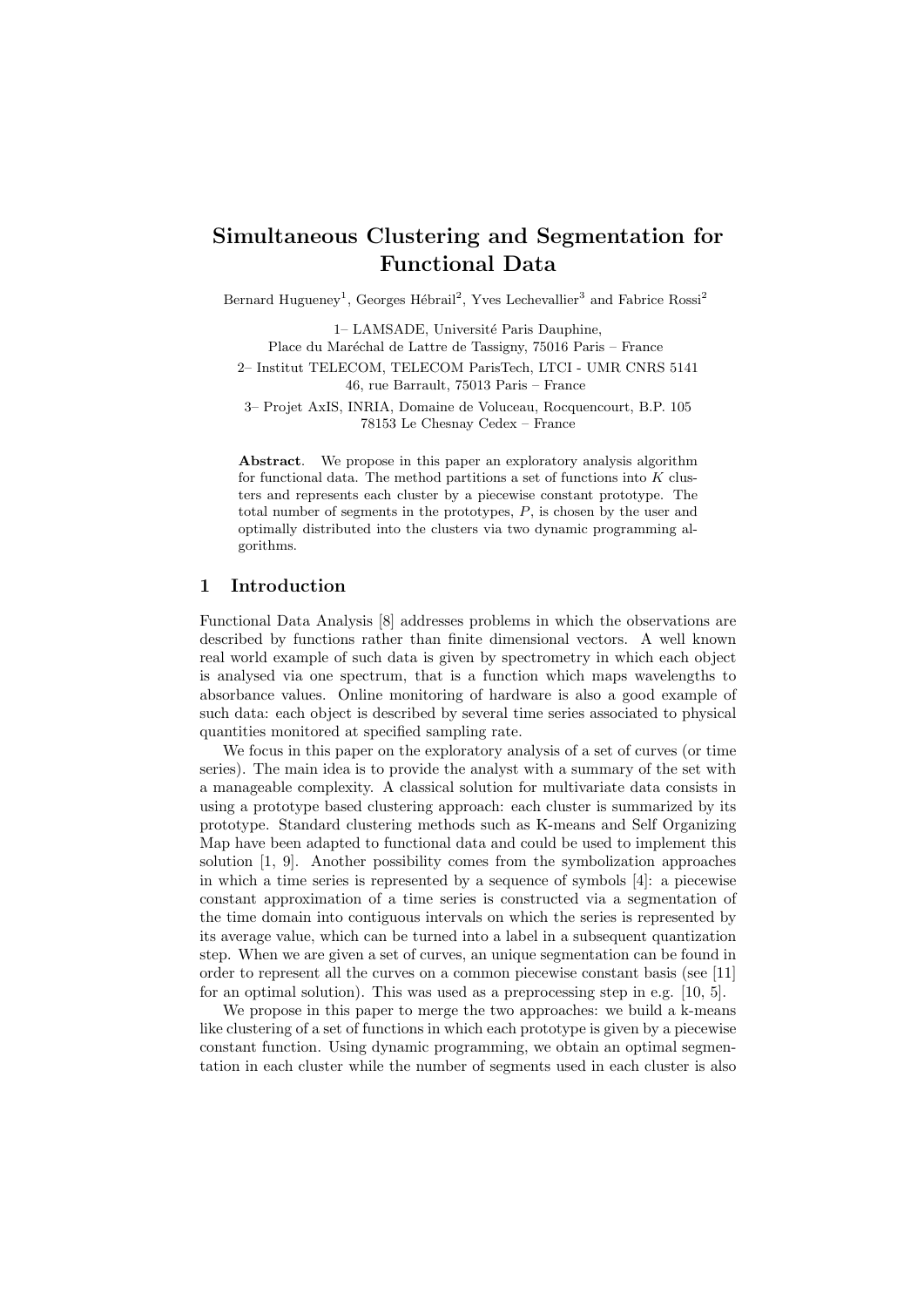# Simultaneous Clustering and Segmentation for Functional Data

Bernard Hugueney[1], Georges Hébrail[2], Yves Lechevallier[3] and Fabrice Rossi[2]

1– LAMSADE, Université Paris Dauphine,
Place du Maréchal de Lattre de Tassigny, 75016 Paris – France

2– Institut TELECOM, TELECOM ParisTech, LTCI - UMR CNRS 5141
46, rue Barrault, 75013 Paris – France

3– Projet AxIS, INRIA, Domaine de Voluceau, Rocquencourt, B.P. 105
78153 Le Chesnay Cedex – France

**Abstract**. We propose in this paper an exploratory analysis algorithm for functional data. The method partitions a set of functions into $K$ clusters and represents each cluster by a piecewise constant prototype. The total number of segments in the prototypes, $P$, is chosen by the user and optimally distributed into the clusters via two dynamic programming algorithms.

## 1 Introduction

Functional Data Analysis [8] addresses problems in which the observations are described by functions rather than finite dimensional vectors. A well known real world example of such data is given by spectrometry in which each object is analysed via one spectrum, that is a function which maps wavelengths to absorbance values. Online monitoring of hardware is also a good example of such data: each object is described by several time series associated to physical quantities monitored at specified sampling rate.

We focus in this paper on the exploratory analysis of a set of curves (or time series). The main idea is to provide the analyst with a summary of the set with a manageable complexity. A classical solution for multivariate data consists in using a prototype based clustering approach: each cluster is summarized by its prototype. Standard clustering methods such as K-means and Self Organizing Map have been adapted to functional data and could be used to implement this solution [1, 9]. Another possibility comes from the symbolization approaches in which a time series is represented by a sequence of symbols [4]: a piecewise constant approximation of a time series is constructed via a segmentation of the time domain into contiguous intervals on which the series is represented by its average value, which can be turned into a label in a subsequent quantization step. When we are given a set of curves, an unique segmentation can be found in order to represent all the curves on a common piecewise constant basis (see [11] for an optimal solution). This was used as a preprocessing step in e.g. [10, 5].

We propose in this paper to merge the two approaches: we build a k-means like clustering of a set of functions in which each prototype is given by a piecewise constant function. Using dynamic programming, we obtain an optimal segmentation in each cluster while the number of segments used in each cluster is also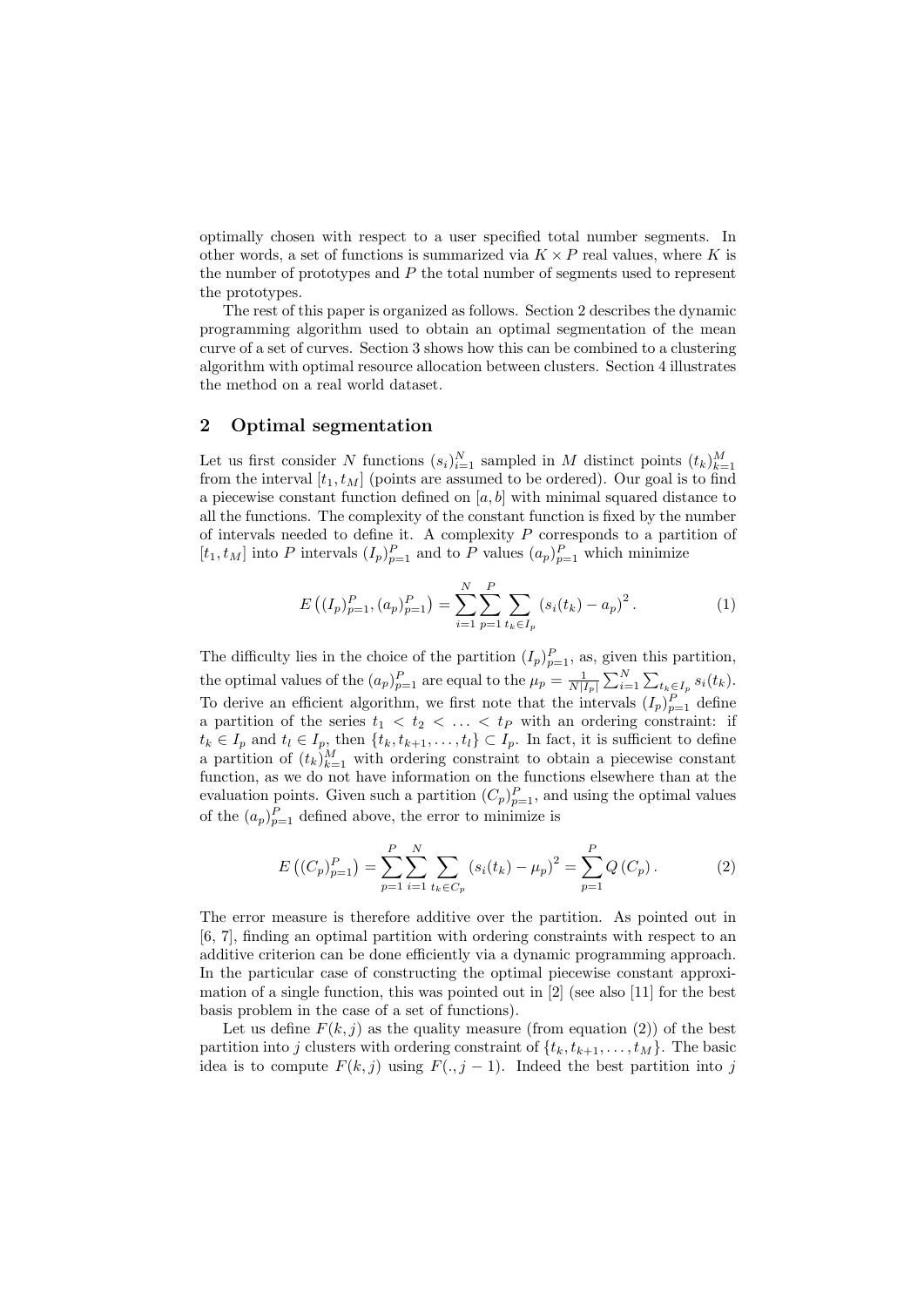optimally chosen with respect to a user specified total number segments. In other words, a set of functions is summarized via $K \times P$ real values, where $K$ is the number of prototypes and $P$ the total number of segments used to represent the prototypes.

The rest of this paper is organized as follows. Section 2 describes the dynamic programming algorithm used to obtain an optimal segmentation of the mean curve of a set of curves. Section 3 shows how this can be combined to a clustering algorithm with optimal resource allocation between clusters. Section 4 illustrates the method on a real world dataset.

## 2 Optimal segmentation

Let us first consider $N$ functions $(s_i)_{i=1}^N$ sampled in $M$ distinct points $(t_k)_{k=1}^M$ from the interval $[t_1, t_M]$ (points are assumed to be ordered). Our goal is to find a piecewise constant function defined on $[a, b]$ with minimal squared distance to all the functions. The complexity of the constant function is fixed by the number of intervals needed to define it. A complexity $P$ corresponds to a partition of $[t_1, t_M]$ into $P$ intervals $(I_p)_{p=1}^P$ and to $P$ values $(a_p)_{p=1}^P$ which minimize

$$E\left((I_p)_{p=1}^P, (a_p)_{p=1}^P\right) = \sum_{i=1}^N \sum_{p=1}^P \sum_{t_k \in I_p} (s_i(t_k) - a_p)^2 . \tag{1}$$

The difficulty lies in the choice of the partition $(I_p)_{p=1}^P$, as, given this partition, the optimal values of the $(a_p)_{p=1}^P$ are equal to the $\mu_p = \frac{1}{N|I_p|}\sum_{i=1}^N \sum_{t_k \in I_p} s_i(t_k)$. To derive an efficient algorithm, we first note that the intervals $(I_p)_{p=1}^P$ define a partition of the series $t_1 < t_2 < \ldots < t_P$ with an ordering constraint: if $t_k \in I_p$ and $t_l \in I_p$, then $\{t_k, t_{k+1}, \ldots, t_l\} \subset I_p$. In fact, it is sufficient to define a partition of $(t_k)_{k=1}^M$ with ordering constraint to obtain a piecewise constant function, as we do not have information on the functions elsewhere than at the evaluation points. Given such a partition $(C_p)_{p=1}^P$, and using the optimal values of the $(a_p)_{p=1}^P$ defined above, the error to minimize is

$$E\left((C_p)_{p=1}^P\right) = \sum_{p=1}^P \sum_{i=1}^N \sum_{t_k \in C_p} (s_i(t_k) - \mu_p)^2 = \sum_{p=1}^P Q\left(C_p\right). \tag{2}$$

The error measure is therefore additive over the partition. As pointed out in [6, 7], finding an optimal partition with ordering constraints with respect to an additive criterion can be done efficiently via a dynamic programming approach. In the particular case of constructing the optimal piecewise constant approximation of a single function, this was pointed out in [2] (see also [11] for the best basis problem in the case of a set of functions).

Let us define $F(k, j)$ as the quality measure (from equation (2)) of the best partition into $j$ clusters with ordering constraint of $\{t_k, t_{k+1}, \ldots, t_M\}$. The basic idea is to compute $F(k, j)$ using $F(., j-1)$. Indeed the best partition into $j$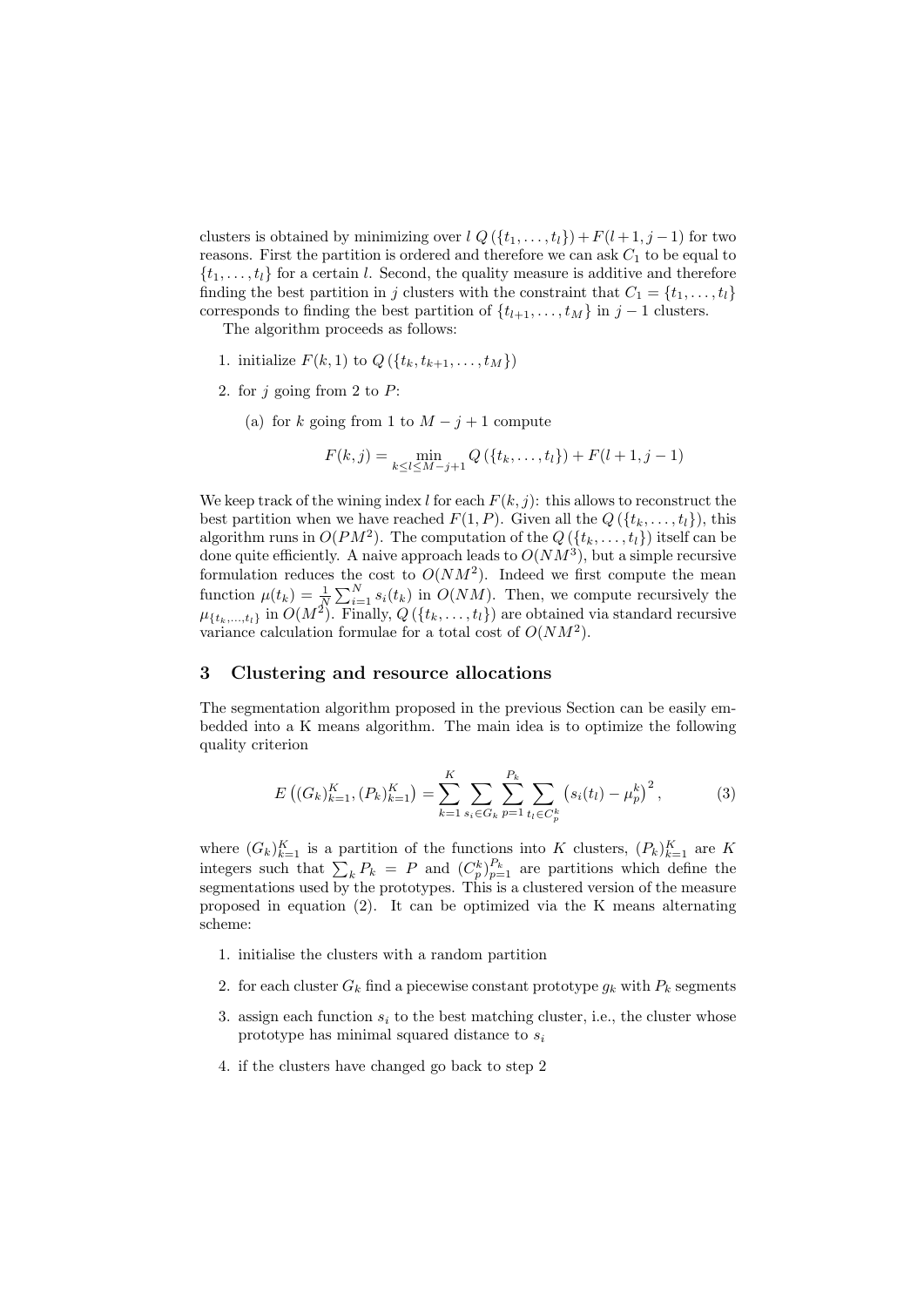clusters is obtained by minimizing over $l$ $Q(\{t_1, \ldots, t_l\}) + F(l+1, j-1)$ for two reasons. First the partition is ordered and therefore we can ask $C_1$ to be equal to $\{t_1, \ldots, t_l\}$ for a certain $l$. Second, the quality measure is additive and therefore finding the best partition in $j$ clusters with the constraint that $C_1 = \{t_1, \ldots, t_l\}$ corresponds to finding the best partition of $\{t_{l+1}, \ldots, t_M\}$ in $j-1$ clusters.

The algorithm proceeds as follows:

1. initialize $F(k, 1)$ to $Q(\{t_k, t_{k+1}, \ldots, t_M\})$
2. for $j$ going from 2 to $P$:
   (a) for $k$ going from 1 to $M - j + 1$ compute

$$F(k, j) = \min_{k \leq l \leq M-j+1} Q(\{t_k, \ldots, t_l\}) + F(l+1, j-1)$$

We keep track of the wining index $l$ for each $F(k, j)$: this allows to reconstruct the best partition when we have reached $F(1, P)$. Given all the $Q(\{t_k, \ldots, t_l\})$, this algorithm runs in $O(PM^2)$. The computation of the $Q(\{t_k, \ldots, t_l\})$ itself can be done quite efficiently. A naive approach leads to $O(NM^3)$, but a simple recursive formulation reduces the cost to $O(NM^2)$. Indeed we first compute the mean function $\mu(t_k) = \frac{1}{N}\sum_{i=1}^{N} s_i(t_k)$ in $O(NM)$. Then, we compute recursively the $\mu_{\{t_k, \ldots, t_l\}}$ in $O(M^2)$. Finally, $Q(\{t_k, \ldots, t_l\})$ are obtained via standard recursive variance calculation formulae for a total cost of $O(NM^2)$.

## 3 Clustering and resource allocations

The segmentation algorithm proposed in the previous Section can be easily embedded into a K means algorithm. The main idea is to optimize the following quality criterion

$$E\left((G_k)_{k=1}^K, (P_k)_{k=1}^K\right) = \sum_{k=1}^{K} \sum_{s_i \in G_k} \sum_{p=1}^{P_k} \sum_{t_l \in C_p^k} \left(s_i(t_l) - \mu_p^k\right)^2, \tag{3}$$

where $(G_k)_{k=1}^K$ is a partition of the functions into $K$ clusters, $(P_k)_{k=1}^K$ are $K$ integers such that $\sum_k P_k = P$ and $(C_p^k)_{p=1}^{P_k}$ are partitions which define the segmentations used by the prototypes. This is a clustered version of the measure proposed in equation (2). It can be optimized via the K means alternating scheme:

1. initialise the clusters with a random partition
2. for each cluster $G_k$ find a piecewise constant prototype $g_k$ with $P_k$ segments
3. assign each function $s_i$ to the best matching cluster, i.e., the cluster whose prototype has minimal squared distance to $s_i$
4. if the clusters have changed go back to step 2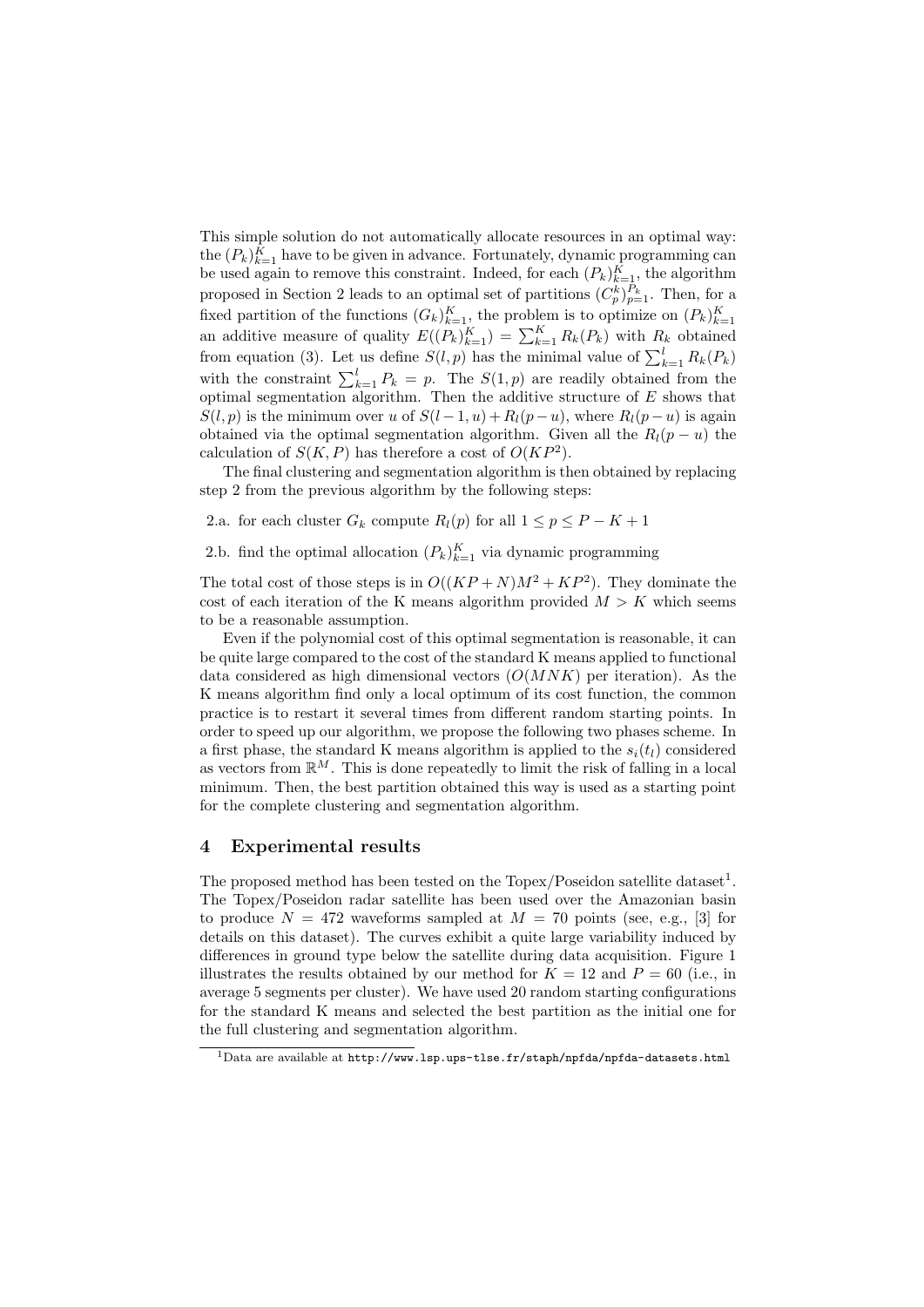This simple solution do not automatically allocate resources in an optimal way: the $(P_k)_{k=1}^K$ have to be given in advance. Fortunately, dynamic programming can be used again to remove this constraint. Indeed, for each $(P_k)_{k=1}^K$, the algorithm proposed in Section 2 leads to an optimal set of partitions $(C_p^k)_{p=1}^{P_k}$. Then, for a fixed partition of the functions $(G_k)_{k=1}^K$, the problem is to optimize on $(P_k)_{k=1}^K$ an additive measure of quality $E((P_k)_{k=1}^K) = \sum_{k=1}^K R_k(P_k)$ with $R_k$ obtained from equation (3). Let us define $S(l,p)$ has the minimal value of $\sum_{k=1}^l R_k(P_k)$ with the constraint $\sum_{k=1}^l P_k = p$. The $S(1,p)$ are readily obtained from the optimal segmentation algorithm. Then the additive structure of $E$ shows that $S(l,p)$ is the minimum over $u$ of $S(l-1,u) + R_l(p-u)$, where $R_l(p-u)$ is again obtained via the optimal segmentation algorithm. Given all the $R_l(p-u)$ the calculation of $S(K,P)$ has therefore a cost of $O(KP^2)$.

The final clustering and segmentation algorithm is then obtained by replacing step 2 from the previous algorithm by the following steps:

2.a. for each cluster $G_k$ compute $R_l(p)$ for all $1 \leq p \leq P - K + 1$

2.b. find the optimal allocation $(P_k)_{k=1}^K$ via dynamic programming

The total cost of those steps is in $O((KP + N)M^2 + KP^2)$. They dominate the cost of each iteration of the K means algorithm provided $M > K$ which seems to be a reasonable assumption.

Even if the polynomial cost of this optimal segmentation is reasonable, it can be quite large compared to the cost of the standard K means applied to functional data considered as high dimensional vectors ($O(MNK)$ per iteration). As the K means algorithm find only a local optimum of its cost function, the common practice is to restart it several times from different random starting points. In order to speed up our algorithm, we propose the following two phases scheme. In a first phase, the standard K means algorithm is applied to the $s_i(t_l)$ considered as vectors from $\mathbb{R}^M$. This is done repeatedly to limit the risk of falling in a local minimum. Then, the best partition obtained this way is used as a starting point for the complete clustering and segmentation algorithm.

## 4 Experimental results

The proposed method has been tested on the Topex/Poseidon satellite dataset[1]. The Topex/Poseidon radar satellite has been used over the Amazonian basin to produce $N = 472$ waveforms sampled at $M = 70$ points (see, e.g., [3] for details on this dataset). The curves exhibit a quite large variability induced by differences in ground type below the satellite during data acquisition. Figure 1 illustrates the results obtained by our method for $K = 12$ and $P = 60$ (i.e., in average 5 segments per cluster). We have used 20 random starting configurations for the standard K means and selected the best partition as the initial one for the full clustering and segmentation algorithm.

[1]Data are available at http://www.lsp.ups-tlse.fr/staph/npfda/npfda-datasets.html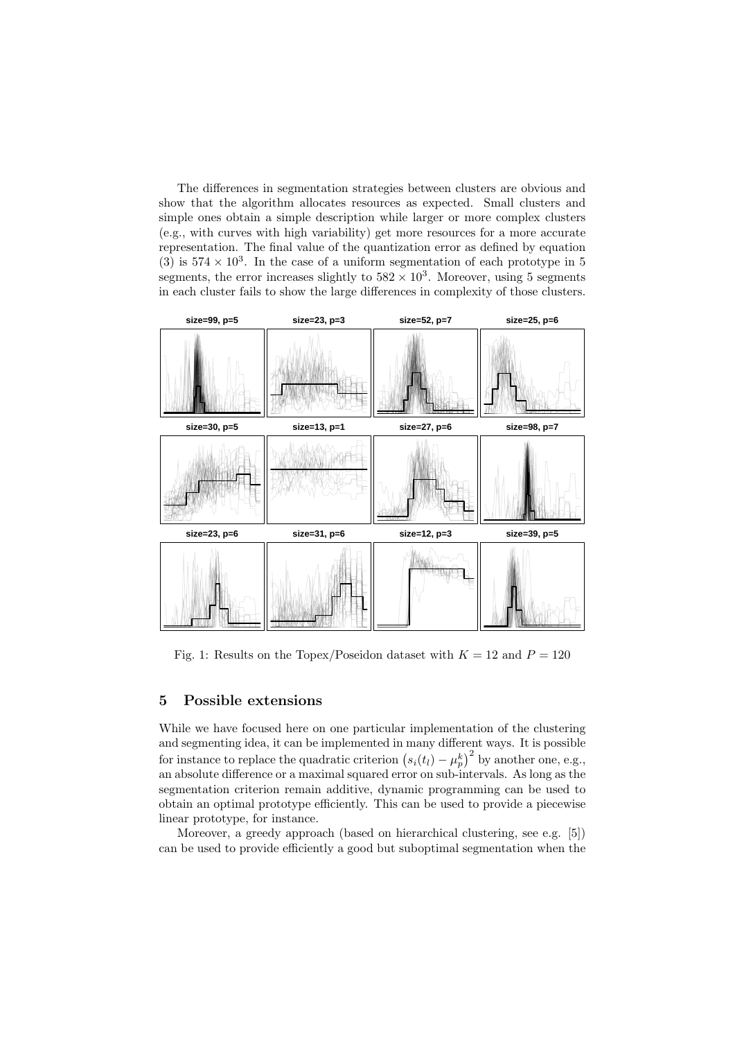The differences in segmentation strategies between clusters are obvious and show that the algorithm allocates resources as expected. Small clusters and simple ones obtain a simple description while larger or more complex clusters (e.g., with curves with high variability) get more resources for a more accurate representation. The final value of the quantization error as defined by equation (3) is $574 \times 10^3$. In the case of a uniform segmentation of each prototype in 5 segments, the error increases slightly to $582 \times 10^3$. Moreover, using 5 segments in each cluster fails to show the large differences in complexity of those clusters.

Fig. 1: Results on the Topex/Poseidon dataset with $K = 12$ and $P = 120$

## 5 Possible extensions

While we have focused here on one particular implementation of the clustering and segmenting idea, it can be implemented in many different ways. It is possible for instance to replace the quadratic criterion $\left(s_i(t_l) - \mu_p^k\right)^2$ by another one, e.g., an absolute difference or a maximal squared error on sub-intervals. As long as the segmentation criterion remain additive, dynamic programming can be used to obtain an optimal prototype efficiently. This can be used to provide a piecewise linear prototype, for instance.

Moreover, a greedy approach (based on hierarchical clustering, see e.g. [5]) can be used to provide efficiently a good but suboptimal segmentation when the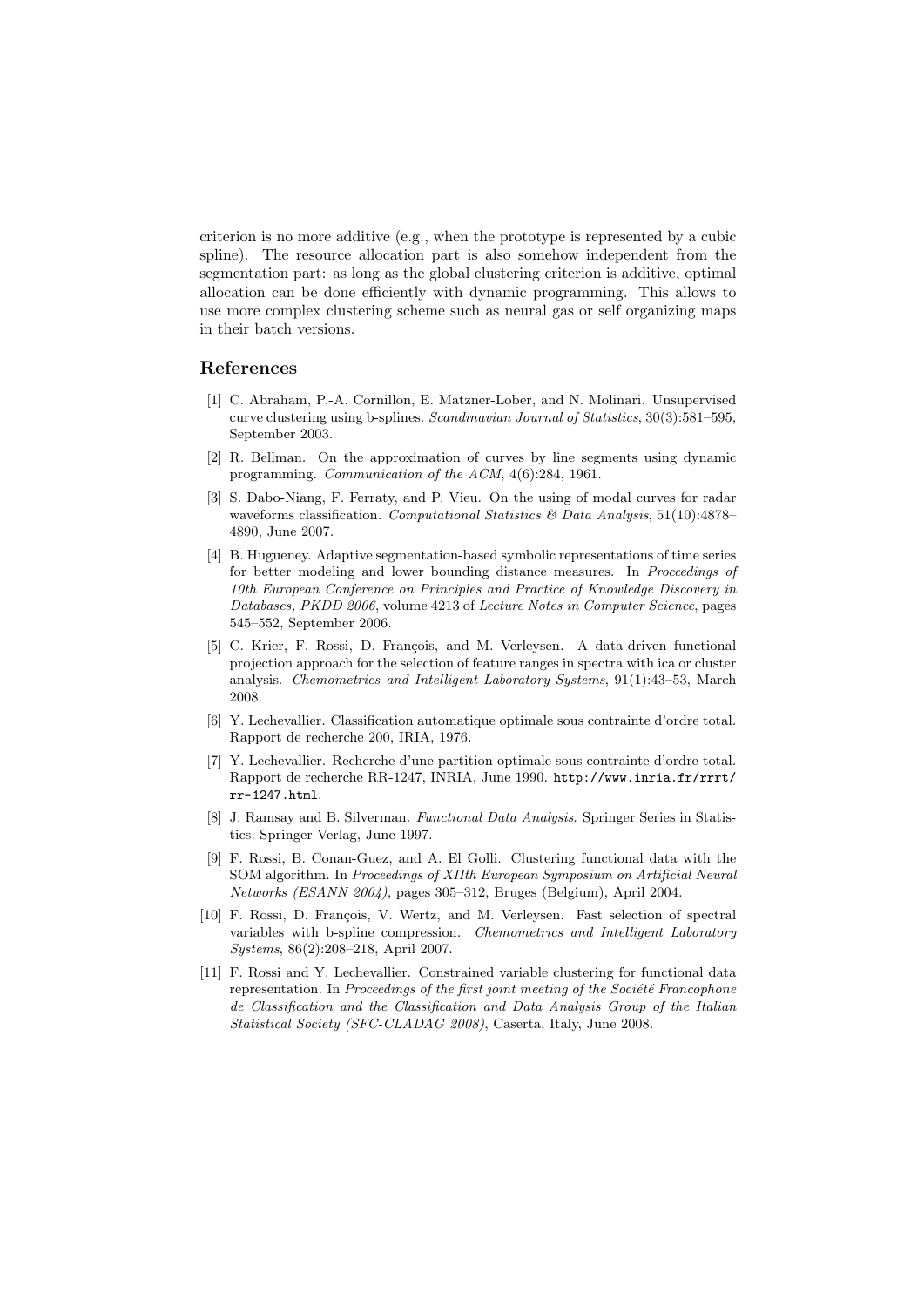criterion is no more additive (e.g., when the prototype is represented by a cubic spline). The resource allocation part is also somehow independent from the segmentation part: as long as the global clustering criterion is additive, optimal allocation can be done efficiently with dynamic programming. This allows to use more complex clustering scheme such as neural gas or self organizing maps in their batch versions.

## References

[1] C. Abraham, P.-A. Cornillon, E. Matzner-Lober, and N. Molinari. Unsupervised curve clustering using b-splines. *Scandinavian Journal of Statistics*, 30(3):581–595, September 2003.

[2] R. Bellman. On the approximation of curves by line segments using dynamic programming. *Communication of the ACM*, 4(6):284, 1961.

[3] S. Dabo-Niang, F. Ferraty, and P. Vieu. On the using of modal curves for radar waveforms classification. *Computational Statistics & Data Analysis*, 51(10):4878–4890, June 2007.

[4] B. Hugueney. Adaptive segmentation-based symbolic representations of time series for better modeling and lower bounding distance measures. In *Proceedings of 10th European Conference on Principles and Practice of Knowledge Discovery in Databases, PKDD 2006*, volume 4213 of *Lecture Notes in Computer Science*, pages 545–552, September 2006.

[5] C. Krier, F. Rossi, D. François, and M. Verleysen. A data-driven functional projection approach for the selection of feature ranges in spectra with ica or cluster analysis. *Chemometrics and Intelligent Laboratory Systems*, 91(1):43–53, March 2008.

[6] Y. Lechevallier. Classification automatique optimale sous contrainte d'ordre total. Rapport de recherche 200, IRIA, 1976.

[7] Y. Lechevallier. Recherche d'une partition optimale sous contrainte d'ordre total. Rapport de recherche RR-1247, INRIA, June 1990. `http://www.inria.fr/rrrt/rr-1247.html`.

[8] J. Ramsay and B. Silverman. *Functional Data Analysis*. Springer Series in Statistics. Springer Verlag, June 1997.

[9] F. Rossi, B. Conan-Guez, and A. El Golli. Clustering functional data with the SOM algorithm. In *Proceedings of XIIth European Symposium on Artificial Neural Networks (ESANN 2004)*, pages 305–312, Bruges (Belgium), April 2004.

[10] F. Rossi, D. François, V. Wertz, and M. Verleysen. Fast selection of spectral variables with b-spline compression. *Chemometrics and Intelligent Laboratory Systems*, 86(2):208–218, April 2007.

[11] F. Rossi and Y. Lechevallier. Constrained variable clustering for functional data representation. In *Proceedings of the first joint meeting of the Société Francophone de Classification and the Classification and Data Analysis Group of the Italian Statistical Society (SFC-CLADAG 2008)*, Caserta, Italy, June 2008.